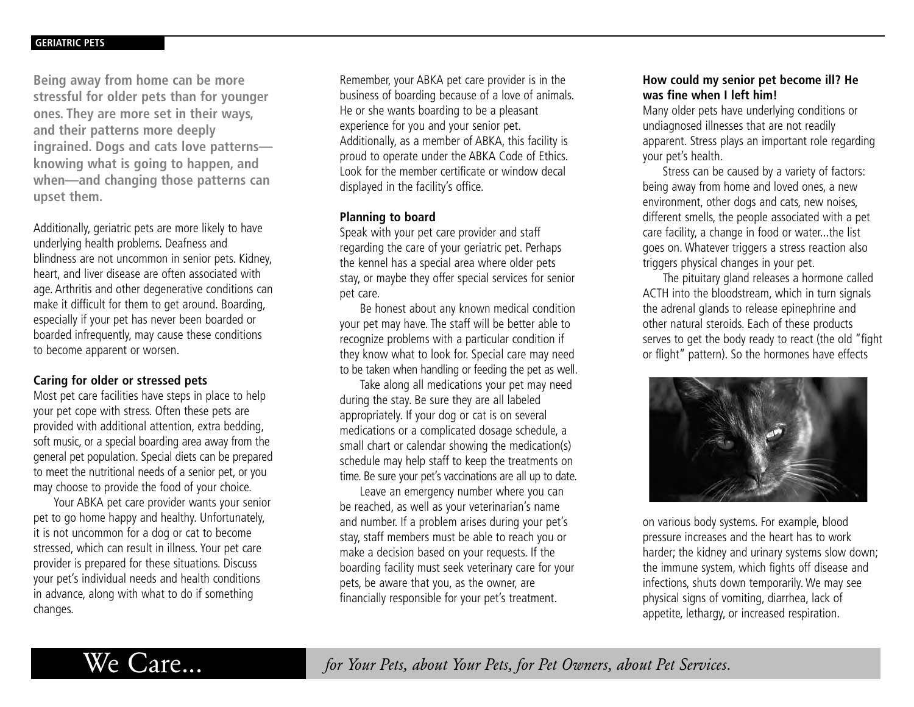**Being away from home can be more stressful for older pets than for younger ones. They are more set in their ways, and their patterns more deeply ingrained. Dogs and cats love patterns—knowing what is going to happen, and when—and changing those patterns can upset them.**

Additionally, geriatric pets are more likely to have underlying health problems. Deafness and blindness are not uncommon in senior pets. Kidney, heart, and liver disease are often associated with age. Arthritis and other degenerative conditions can make it difficult for them to get around. Boarding, especially if your pet has never been boarded or boarded infrequently, may cause these conditions to become apparent or worsen.

**Caring for older or stressed pets**

Most pet care facilities have steps in place to help your pet cope with stress. Often these pets are provided with additional attention, extra bedding, soft music, or a special boarding area away from the general pet population. Special diets can be prepared to meet the nutritional needs of a senior pet, or you may choose to provide the food of your choice.

Your ABKA pet care provider wants your senior pet to go home happy and healthy. Unfortunately, it is not uncommon for a dog or cat to become stressed, which can result in illness. Your pet care provider is prepared for these situations. Discuss your pet's individual needs and health conditions in advance, along with what to do if something changes.

Remember, your ABKA pet care provider is in the business of boarding because of a love of animals. He or she wants boarding to be a pleasant experience for you and your senior pet. Additionally, as a member of ABKA, this facility is proud to operate under the ABKA Code of Ethics. Look for the member certificate or window decal displayed in the facility's office.

**Planning to board**

Speak with your pet care provider and staff regarding the care of your geriatric pet. Perhaps the kennel has a special area where older pets stay, or maybe they offer special services for senior pet care.

Be honest about any known medical condition your pet may have. The staff will be better able to recognize problems with a particular condition if they know what to look for. Special care may need to be taken when handling or feeding the pet as well.

Take along all medications your pet may need during the stay. Be sure they are all labeled appropriately. If your dog or cat is on several medications or a complicated dosage schedule, a small chart or calendar showing the medication(s) schedule may help staff to keep the treatments on time. Be sure your pet's vaccinations are all up to date.

Leave an emergency number where you can be reached, as well as your veterinarian's name and number. If a problem arises during your pet's stay, staff members must be able to reach you or make a decision based on your requests. If the boarding facility must seek veterinary care for your pets, be aware that you, as the owner, are financially responsible for your pet's treatment.

**How could my senior pet become ill? He was fine when I left him!**

Many older pets have underlying conditions or undiagnosed illnesses that are not readily apparent. Stress plays an important role regarding your pet's health.

Stress can be caused by a variety of factors: being away from home and loved ones, a new environment, other dogs and cats, new noises, different smells, the people associated with a pet care facility, a change in food or water...the list goes on. Whatever triggers a stress reaction also triggers physical changes in your pet.

The pituitary gland releases a hormone called ACTH into the bloodstream, which in turn signals the adrenal glands to release epinephrine and other natural steroids. Each of these products serves to get the body ready to react (the old "fight or flight" pattern). So the hormones have effects on various body systems. For example, blood pressure increases and the heart has to work harder; the kidney and urinary systems slow down; the immune system, which fights off disease and infections, shuts down temporarily. We may see physical signs of vomiting, diarrhea, lack of appetite, lethargy, or increased respiration.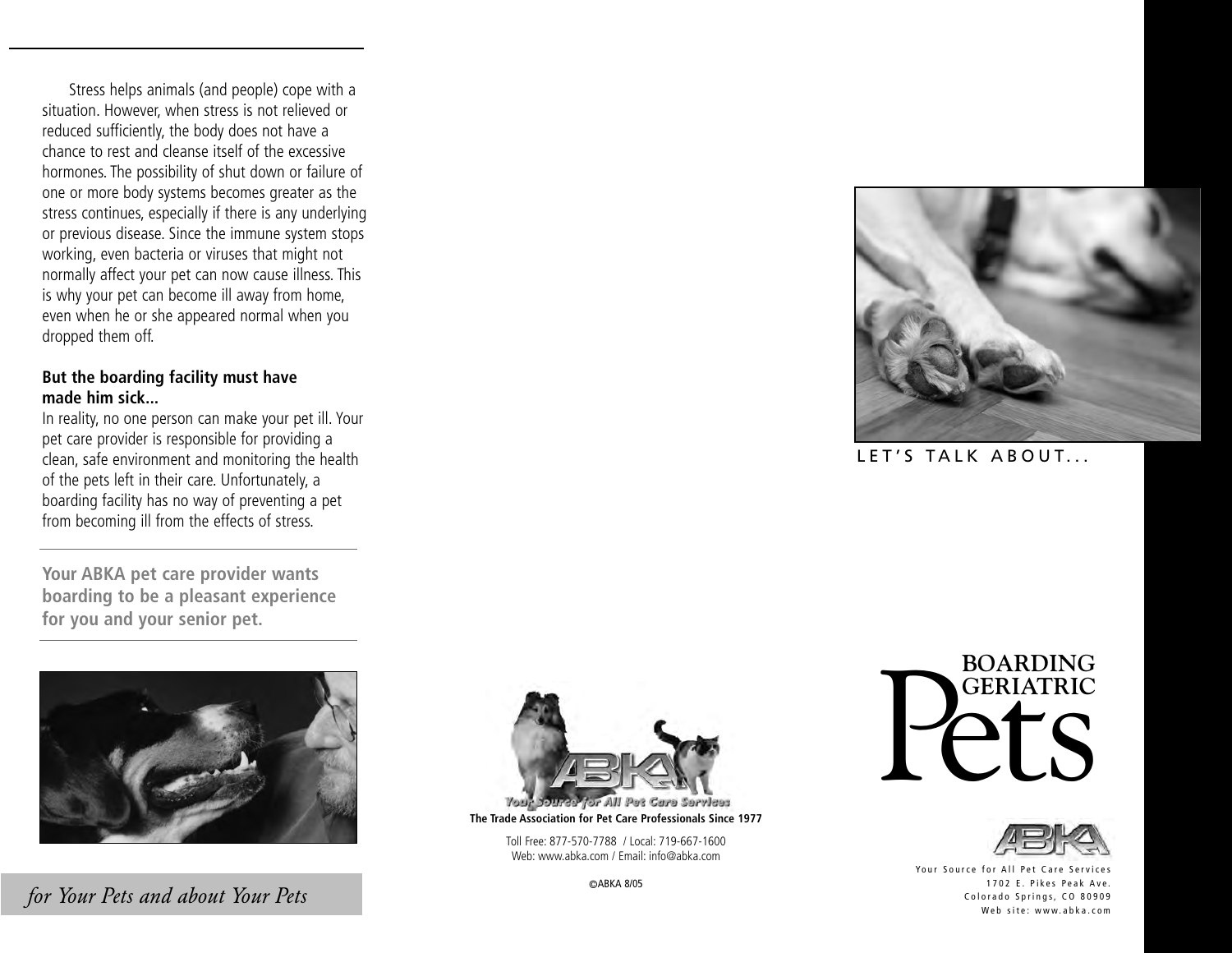Stress helps animals (and people) cope with a situation. However, when stress is not relieved or reduced sufficiently, the body does not have a chance to rest and cleanse itself of the excessive hormones. The possibility of shut down or failure of one or more body systems becomes greater as the stress continues, especially if there is any underlying or previous disease. Since the immune system stops working, even bacteria or viruses that might not normally affect your pet can now cause illness. This is why your pet can become ill away from home, even when he or she appeared normal when you dropped them off.

**But the boarding facility must have made him sick...**

In reality, no one person can make your pet ill. Your pet care provider is responsible for providing a clean, safe environment and monitoring the health of the pets left in their care. Unfortunately, a boarding facility has no way of preventing a pet from becoming ill from the effects of stress.

**Your ABKA pet care provider wants boarding to be a pleasant experience for you and your senior pet.**

*for Your Pets and about Your Pets*

Your Source for All Pet Care Services

**The Trade Association for Pet Care Professionals Since 1977**

Toll Free: 877-570-7788 / Local: 719-667-1600
Web: www.abka.com / Email: info@abka.com

©ABKA 8/05

LET'S TALK ABOUT...

# BOARDING GERIATRIC Pets

ABKA

Your Source for All Pet Care Services
1702 E. Pikes Peak Ave.
Colorado Springs, CO 80909
Web site: www.abka.com